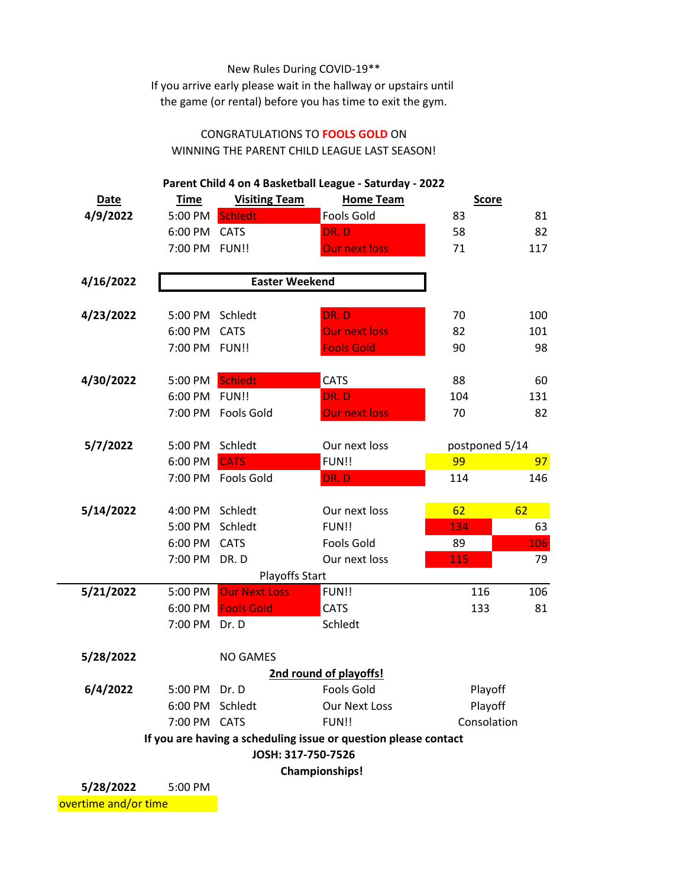New Rules During COVID-19**

If you arrive early please wait in the hallway or upstairs until the game (or rental) before you has time to exit the gym.

CONGRATULATIONS TO **FOOLS GOLD** ON WINNING THE PARENT CHILD LEAGUE LAST SEASON!

**Parent Child 4 on 4 Basketball League - Saturday - 2022**

| Date | Time | Visiting Team | Home Team | Score | |
|---|---|---|---|---|---|
| **4/9/2022** | 5:00 PM | Schledt | Fools Gold | 83 | 81 |
| | 6:00 PM | CATS | DR. D | 58 | 82 |
| | 7:00 PM | FUN!! | Our next loss | 71 | 117 |
| | | | | | |
| **4/16/2022** | **Easter Weekend** | | | | |
| | | | | | |
| **4/23/2022** | 5:00 PM | Schledt | DR. D | 70 | 100 |
| | 6:00 PM | CATS | Our next loss | 82 | 101 |
| | 7:00 PM | FUN!! | Fools Gold | 90 | 98 |
| | | | | | |
| **4/30/2022** | 5:00 PM | Schledt | CATS | 88 | 60 |
| | 6:00 PM | FUN!! | DR. D | 104 | 131 |
| | 7:00 PM | Fools Gold | Our next loss | 70 | 82 |
| | | | | | |
| **5/7/2022** | 5:00 PM | Schledt | Our next loss | postponed 5/14 | |
| | 6:00 PM | CATS | FUN!! | 99 | 97 |
| | 7:00 PM | Fools Gold | DR. D | 114 | 146 |
| | | | | | |
| **5/14/2022** | 4:00 PM | Schledt | Our next loss | 62 | 62 |
| | 5:00 PM | Schledt | FUN!! | 134 | 63 |
| | 6:00 PM | CATS | Fools Gold | 89 | 106 |
| | 7:00 PM | DR. D | Our next loss | 115 | 79 |
| | | Playoffs Start | | | |
| **5/21/2022** | 5:00 PM | Our Next Loss | FUN!! | 116 | 106 |
| | 6:00 PM | Fools Gold | CATS | 133 | 81 |
| | 7:00 PM | Dr. D | Schledt | | |
| | | | | | |
| **5/28/2022** | | NO GAMES | | | |
| | | **2nd round of playoffs!** | | | |
| **6/4/2022** | 5:00 PM | Dr. D | Fools Gold | Playoff | |
| | 6:00 PM | Schledt | Our Next Loss | Playoff | |
| | 7:00 PM | CATS | FUN!! | Consolation | |

**If you are having a scheduling issue or question please contact**

**JOSH: 317-750-7526**

**Championships!**

| **5/28/2022** | 5:00 PM |
|---|---|

overtime and/or time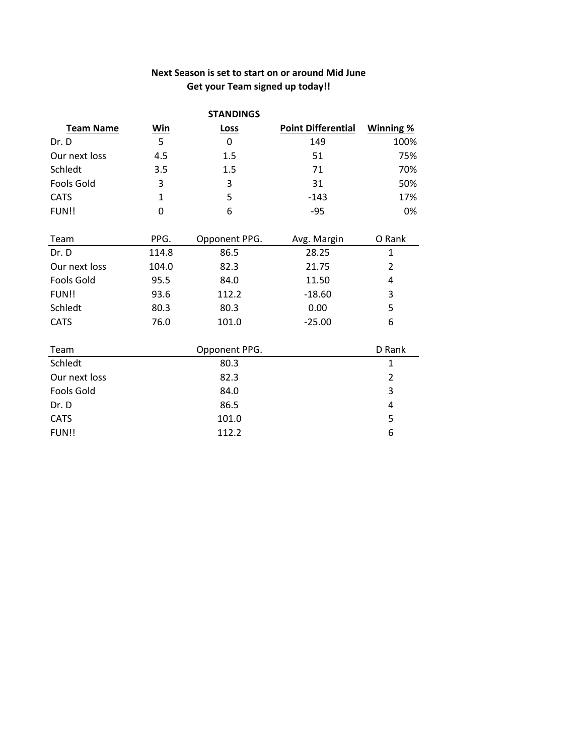**Next Season is set to start on or around Mid June**
**Get your Team signed up today!!**

**STANDINGS**

| **Team Name** | **Win** | **Loss** | **Point Differential** | **Winning %** |
|---|---|---|---|---|
| Dr. D | 5 | 0 | 149 | 100% |
| Our next loss | 4.5 | 1.5 | 51 | 75% |
| Schledt | 3.5 | 1.5 | 71 | 70% |
| Fools Gold | 3 | 3 | 31 | 50% |
| CATS | 1 | 5 | -143 | 17% |
| FUN!! | 0 | 6 | -95 | 0% |

| Team | PPG. | Opponent PPG. | Avg. Margin | O Rank |
|---|---|---|---|---|
| Dr. D | 114.8 | 86.5 | 28.25 | 1 |
| Our next loss | 104.0 | 82.3 | 21.75 | 2 |
| Fools Gold | 95.5 | 84.0 | 11.50 | 4 |
| FUN!! | 93.6 | 112.2 | -18.60 | 3 |
| Schledt | 80.3 | 80.3 | 0.00 | 5 |
| CATS | 76.0 | 101.0 | -25.00 | 6 |

| Team | Opponent PPG. | D Rank |
|---|---|---|
| Schledt | 80.3 | 1 |
| Our next loss | 82.3 | 2 |
| Fools Gold | 84.0 | 3 |
| Dr. D | 86.5 | 4 |
| CATS | 101.0 | 5 |
| FUN!! | 112.2 | 6 |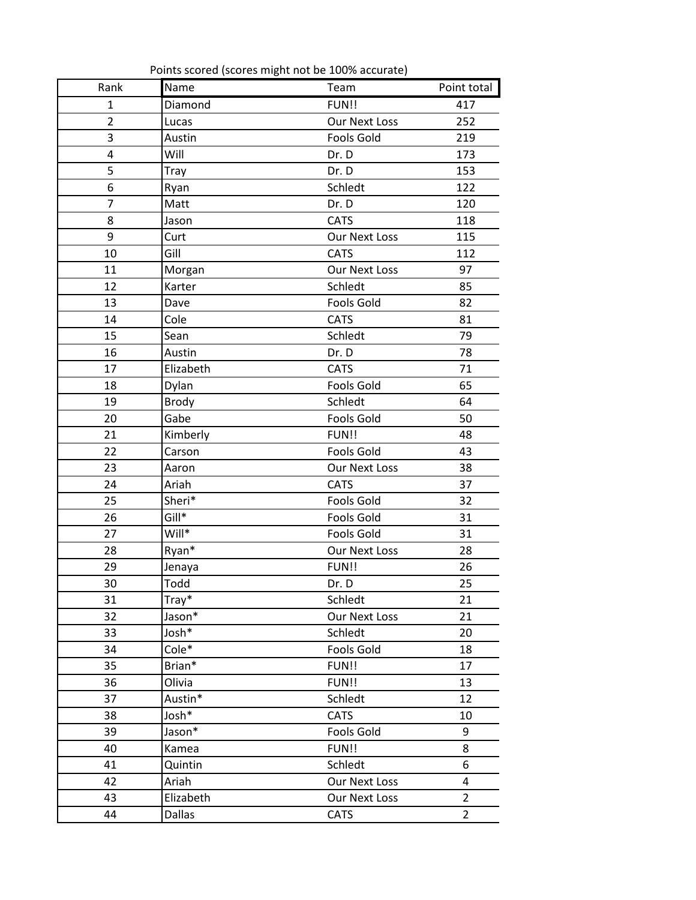Points scored (scores might not be 100% accurate)

| Rank | Name | Team | Point total |
|---|---|---|---|
| 1 | Diamond | FUN!! | 417 |
| 2 | Lucas | Our Next Loss | 252 |
| 3 | Austin | Fools Gold | 219 |
| 4 | Will | Dr. D | 173 |
| 5 | Tray | Dr. D | 153 |
| 6 | Ryan | Schledt | 122 |
| 7 | Matt | Dr. D | 120 |
| 8 | Jason | CATS | 118 |
| 9 | Curt | Our Next Loss | 115 |
| 10 | Gill | CATS | 112 |
| 11 | Morgan | Our Next Loss | 97 |
| 12 | Karter | Schledt | 85 |
| 13 | Dave | Fools Gold | 82 |
| 14 | Cole | CATS | 81 |
| 15 | Sean | Schledt | 79 |
| 16 | Austin | Dr. D | 78 |
| 17 | Elizabeth | CATS | 71 |
| 18 | Dylan | Fools Gold | 65 |
| 19 | Brody | Schledt | 64 |
| 20 | Gabe | Fools Gold | 50 |
| 21 | Kimberly | FUN!! | 48 |
| 22 | Carson | Fools Gold | 43 |
| 23 | Aaron | Our Next Loss | 38 |
| 24 | Ariah | CATS | 37 |
| 25 | Sheri* | Fools Gold | 32 |
| 26 | Gill* | Fools Gold | 31 |
| 27 | Will* | Fools Gold | 31 |
| 28 | Ryan* | Our Next Loss | 28 |
| 29 | Jenaya | FUN!! | 26 |
| 30 | Todd | Dr. D | 25 |
| 31 | Tray* | Schledt | 21 |
| 32 | Jason* | Our Next Loss | 21 |
| 33 | Josh* | Schledt | 20 |
| 34 | Cole* | Fools Gold | 18 |
| 35 | Brian* | FUN!! | 17 |
| 36 | Olivia | FUN!! | 13 |
| 37 | Austin* | Schledt | 12 |
| 38 | Josh* | CATS | 10 |
| 39 | Jason* | Fools Gold | 9 |
| 40 | Kamea | FUN!! | 8 |
| 41 | Quintin | Schledt | 6 |
| 42 | Ariah | Our Next Loss | 4 |
| 43 | Elizabeth | Our Next Loss | 2 |
| 44 | Dallas | CATS | 2 |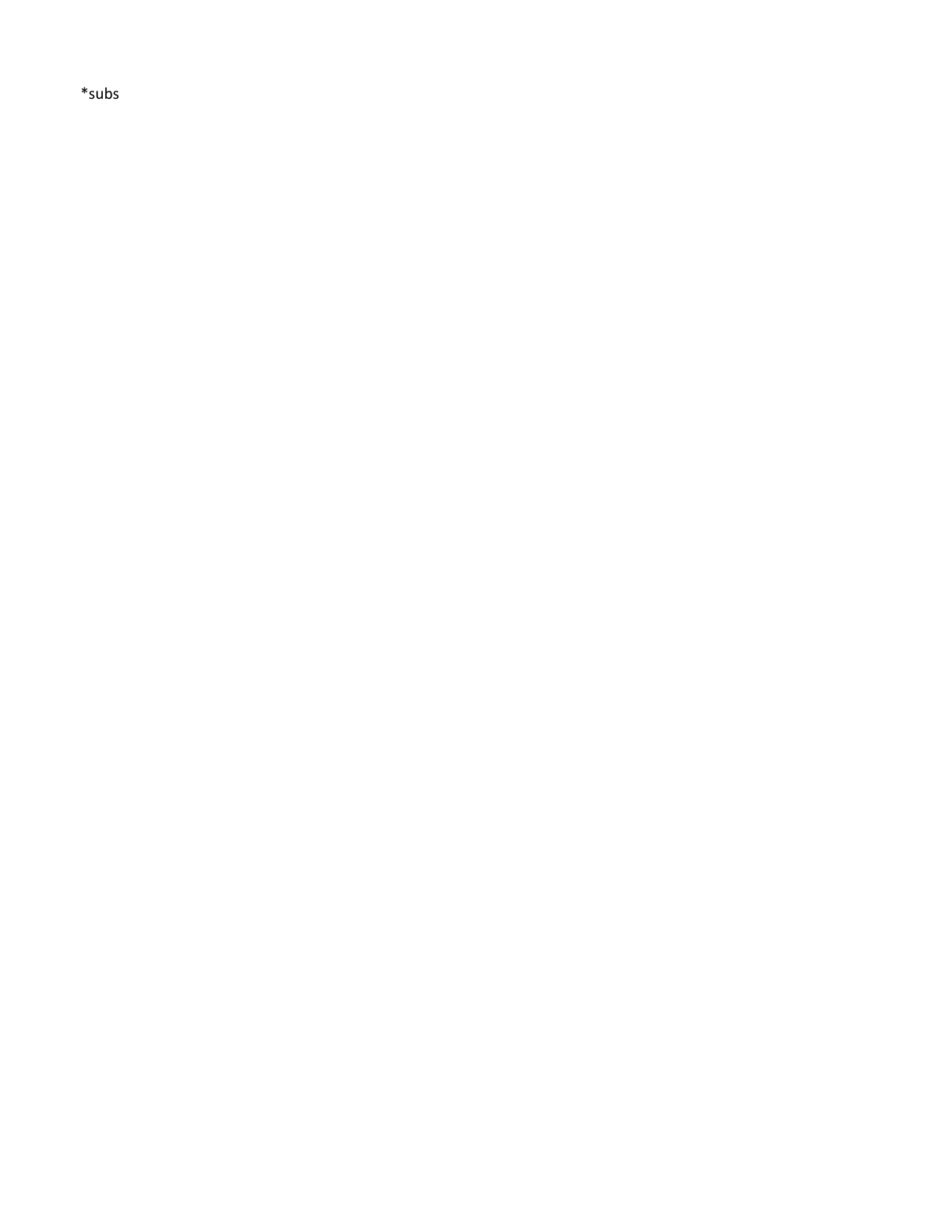*subs